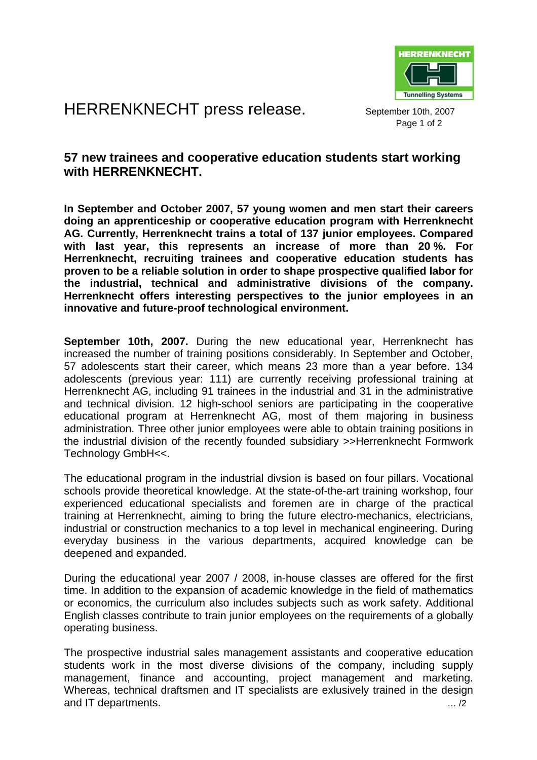# HERRENKNECHT press release.

September 10th, 2007

## 57 new trainees and cooperative education students start working with HERRENKNECHT.

**In September and October 2007, 57 young women and men start their careers doing an apprenticeship or cooperative education program with Herrenknecht AG. Currently, Herrenknecht trains a total of 137 junior employees. Compared with last year, this represents an increase of more than 20 %. For Herrenknecht, recruiting trainees and cooperative education students has proven to be a reliable solution in order to shape prospective qualified labor for the industrial, technical and administrative divisions of the company. Herrenknecht offers interesting perspectives to the junior employees in an innovative and future-proof technological environment.**

**September 10th, 2007.** During the new educational year, Herrenknecht has increased the number of training positions considerably. In September and October, 57 adolescents start their career, which means 23 more than a year before. 134 adolescents (previous year: 111) are currently receiving professional training at Herrenknecht AG, including 91 trainees in the industrial and 31 in the administrative and technical division. 12 high-school seniors are participating in the cooperative educational program at Herrenknecht AG, most of them majoring in business administration. Three other junior employees were able to obtain training positions in the industrial division of the recently founded subsidiary >>Herrenknecht Formwork Technology GmbH<<.

The educational program in the industrial divsion is based on four pillars. Vocational schools provide theoretical knowledge. At the state-of-the-art training workshop, four experienced educational specialists and foremen are in charge of the practical training at Herrenknecht, aiming to bring the future electro-mechanics, electricians, industrial or construction mechanics to a top level in mechanical engineering. During everyday business in the various departments, acquired knowledge can be deepened and expanded.

During the educational year 2007 / 2008, in-house classes are offered for the first time. In addition to the expansion of academic knowledge in the field of mathematics or economics, the curriculum also includes subjects such as work safety. Additional English classes contribute to train junior employees on the requirements of a globally operating business.

The prospective industrial sales management assistants and cooperative education students work in the most diverse divisions of the company, including supply management, finance and accounting, project management and marketing. Whereas, technical draftsmen and IT specialists are exlusively trained in the design and IT departments.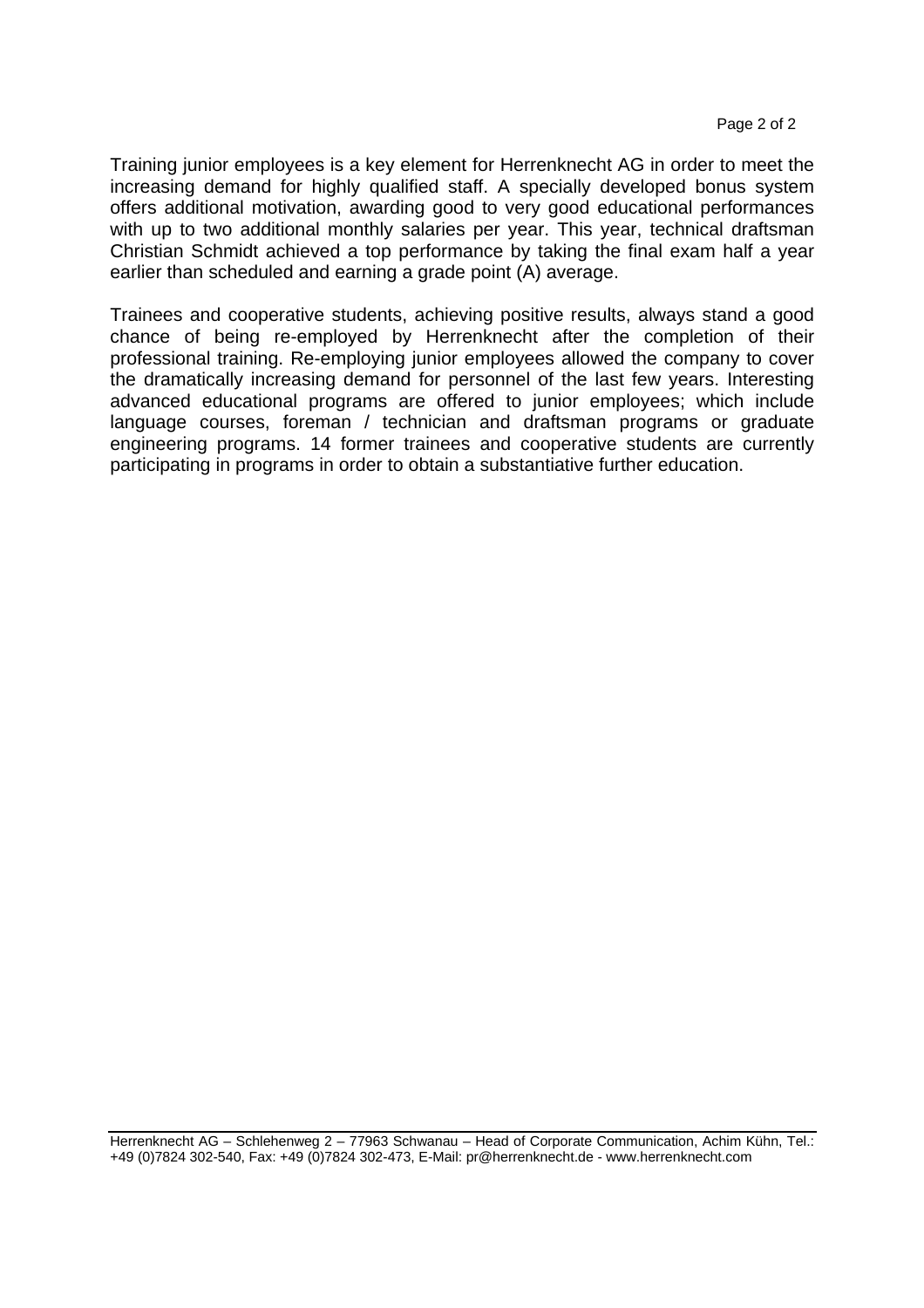Training junior employees is a key element for Herrenknecht AG in order to meet the increasing demand for highly qualified staff. A specially developed bonus system offers additional motivation, awarding good to very good educational performances with up to two additional monthly salaries per year. This year, technical draftsman Christian Schmidt achieved a top performance by taking the final exam half a year earlier than scheduled and earning a grade point (A) average.

Trainees and cooperative students, achieving positive results, always stand a good chance of being re-employed by Herrenknecht after the completion of their professional training. Re-employing junior employees allowed the company to cover the dramatically increasing demand for personnel of the last few years. Interesting advanced educational programs are offered to junior employees; which include language courses, foreman / technician and draftsman programs or graduate engineering programs. 14 former trainees and cooperative students are currently participating in programs in order to obtain a substantiative further education.

Herrenknecht AG – Schlehenweg 2 – 77963 Schwanau – Head of Corporate Communication, Achim Kühn, Tel.: +49 (0)7824 302-540, Fax: +49 (0)7824 302-473, E-Mail: pr@herrenknecht.de - www.herrenknecht.com